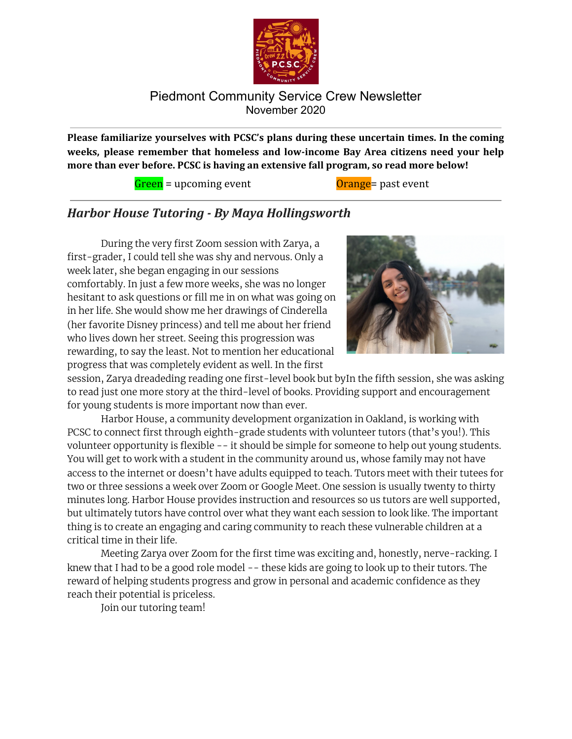# Piedmont Community Service Crew Newsletter

November 2020

**Please familiarize yourselves with PCSC's plans during these uncertain times. In the coming weeks, please remember that homeless and low-income Bay Area citizens need your help more than ever before. PCSC is having an extensive fall program, so read more below!**

Green = upcoming event Orange= past event

## *Harbor House Tutoring - By Maya Hollingsworth*

During the very first Zoom session with Zarya, a first-grader, I could tell she was shy and nervous. Only a week later, she began engaging in our sessions comfortably. In just a few more weeks, she was no longer hesitant to ask questions or fill me in on what was going on in her life. She would show me her drawings of Cinderella (her favorite Disney princess) and tell me about her friend who lives down her street. Seeing this progression was rewarding, to say the least. Not to mention her educational progress that was completely evident as well. In the first session, Zarya dreadeding reading one first-level book but byIn the fifth session, she was asking to read just one more story at the third-level of books. Providing support and encouragement for young students is more important now than ever.

Harbor House, a community development organization in Oakland, is working with PCSC to connect first through eighth-grade students with volunteer tutors (that's you!). This volunteer opportunity is flexible -- it should be simple for someone to help out young students. You will get to work with a student in the community around us, whose family may not have access to the internet or doesn't have adults equipped to teach. Tutors meet with their tutees for two or three sessions a week over Zoom or Google Meet. One session is usually twenty to thirty minutes long. Harbor House provides instruction and resources so us tutors are well supported, but ultimately tutors have control over what they want each session to look like. The important thing is to create an engaging and caring community to reach these vulnerable children at a critical time in their life.

Meeting Zarya over Zoom for the first time was exciting and, honestly, nerve-racking. I knew that I had to be a good role model -- these kids are going to look up to their tutors. The reward of helping students progress and grow in personal and academic confidence as they reach their potential is priceless.

Join our tutoring team!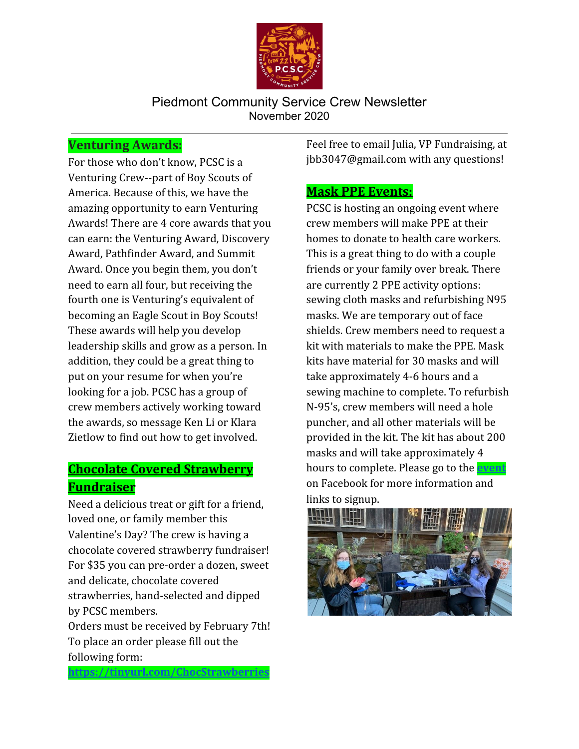# Piedmont Community Service Crew Newsletter

November 2020

## Venturing Awards:

For those who don't know, PCSC is a Venturing Crew--part of Boy Scouts of America. Because of this, we have the amazing opportunity to earn Venturing Awards! There are 4 core awards that you can earn: the Venturing Award, Discovery Award, Pathfinder Award, and Summit Award. Once you begin them, you don't need to earn all four, but receiving the fourth one is Venturing's equivalent of becoming an Eagle Scout in Boy Scouts! These awards will help you develop leadership skills and grow as a person. In addition, they could be a great thing to put on your resume for when you're looking for a job. PCSC has a group of crew members actively working toward the awards, so message Ken Li or Klara Zietlow to find out how to get involved.

## Chocolate Covered Strawberry Fundraiser

Need a delicious treat or gift for a friend, loved one, or family member this Valentine's Day? The crew is having a chocolate covered strawberry fundraiser! For $35 you can pre-order a dozen, sweet and delicate, chocolate covered strawberries, hand-selected and dipped by PCSC members.

Orders must be received by February 7th! To place an order please fill out the following form:

**https://tinyurl.com/ChocStrawberries**

Feel free to email Julia, VP Fundraising, at jbb3047@gmail.com with any questions!

## Mask PPE Events:

PCSC is hosting an ongoing event where crew members will make PPE at their homes to donate to health care workers. This is a great thing to do with a couple friends or your family over break. There are currently 2 PPE activity options: sewing cloth masks and refurbishing N95 masks. We are temporary out of face shields. Crew members need to request a kit with materials to make the PPE. Mask kits have material for 30 masks and will take approximately 4-6 hours and a sewing machine to complete. To refurbish N-95's, crew members will need a hole puncher, and all other materials will be provided in the kit. The kit has about 200 masks and will take approximately 4 hours to complete. Please go to the **event** on Facebook for more information and links to signup.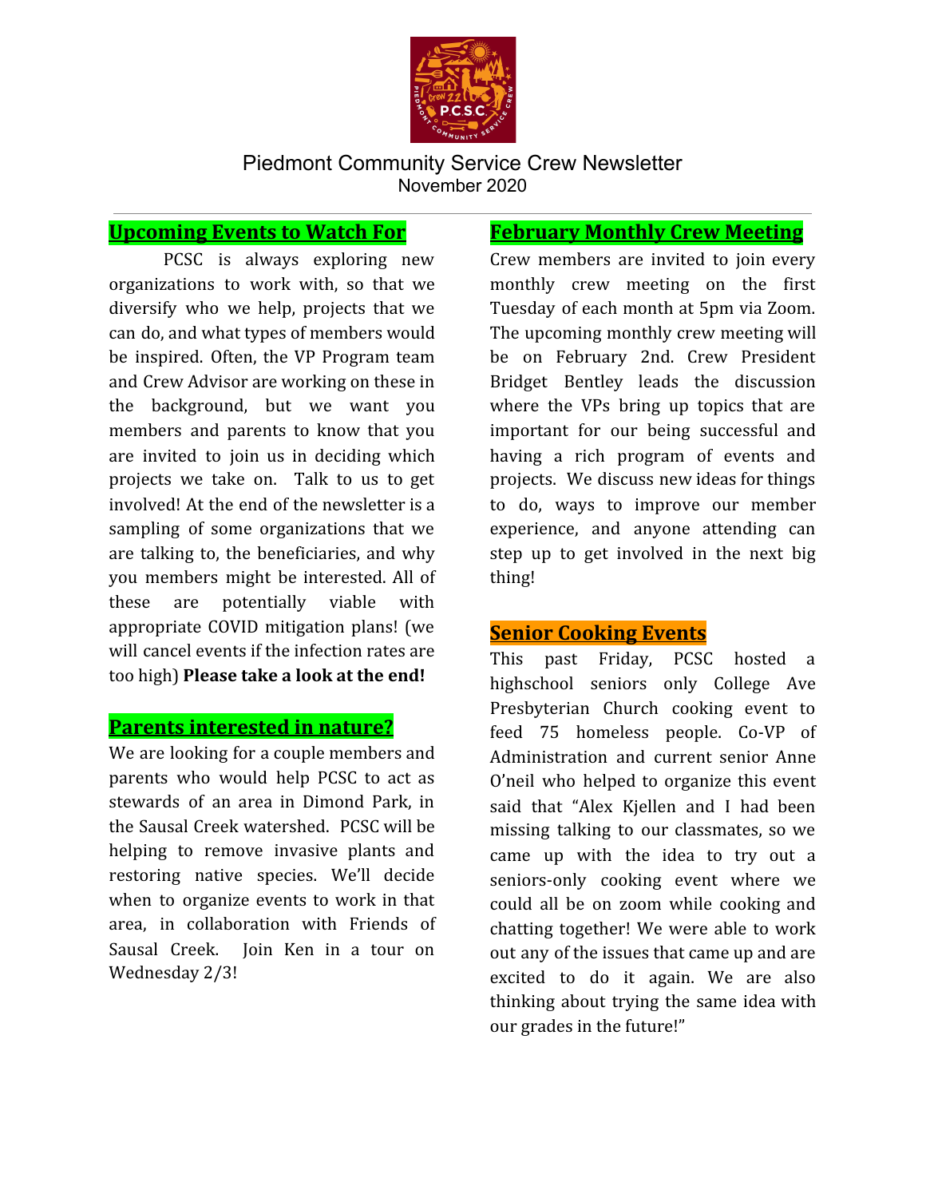# Piedmont Community Service Crew Newsletter

November 2020

## Upcoming Events to Watch For

PCSC is always exploring new organizations to work with, so that we diversify who we help, projects that we can do, and what types of members would be inspired. Often, the VP Program team and Crew Advisor are working on these in the background, but we want you members and parents to know that you are invited to join us in deciding which projects we take on. Talk to us to get involved! At the end of the newsletter is a sampling of some organizations that we are talking to, the beneficiaries, and why you members might be interested. All of these are potentially viable with appropriate COVID mitigation plans! (we will cancel events if the infection rates are too high) **Please take a look at the end!**

## Parents interested in nature?

We are looking for a couple members and parents who would help PCSC to act as stewards of an area in Dimond Park, in the Sausal Creek watershed. PCSC will be helping to remove invasive plants and restoring native species. We'll decide when to organize events to work in that area, in collaboration with Friends of Sausal Creek. Join Ken in a tour on Wednesday 2/3!

## February Monthly Crew Meeting

Crew members are invited to join every monthly crew meeting on the first Tuesday of each month at 5pm via Zoom. The upcoming monthly crew meeting will be on February 2nd. Crew President Bridget Bentley leads the discussion where the VPs bring up topics that are important for our being successful and having a rich program of events and projects. We discuss new ideas for things to do, ways to improve our member experience, and anyone attending can step up to get involved in the next big thing!

## Senior Cooking Events

This past Friday, PCSC hosted a highschool seniors only College Ave Presbyterian Church cooking event to feed 75 homeless people. Co-VP of Administration and current senior Anne O'neil who helped to organize this event said that "Alex Kjellen and I had been missing talking to our classmates, so we came up with the idea to try out a seniors-only cooking event where we could all be on zoom while cooking and chatting together! We were able to work out any of the issues that came up and are excited to do it again. We are also thinking about trying the same idea with our grades in the future!"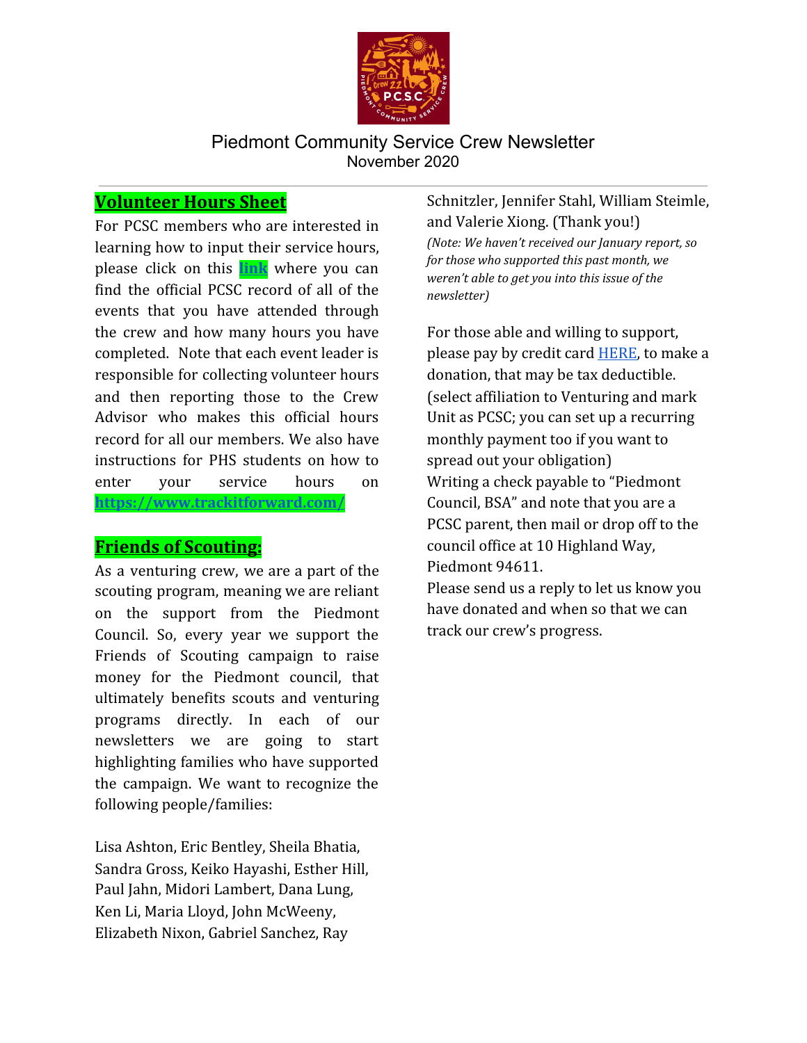Piedmont Community Service Crew Newsletter
November 2020

## **Volunteer Hours Sheet**

For PCSC members who are interested in learning how to input their service hours, please click on this **link** where you can find the official PCSC record of all of the events that you have attended through the crew and how many hours you have completed. Note that each event leader is responsible for collecting volunteer hours and then reporting those to the Crew Advisor who makes this official hours record for all our members. We also have instructions for PHS students on how to enter your service hours on **https://www.trackitforward.com/**

## **Friends of Scouting:**

As a venturing crew, we are a part of the scouting program, meaning we are reliant on the support from the Piedmont Council. So, every year we support the Friends of Scouting campaign to raise money for the Piedmont council, that ultimately benefits scouts and venturing programs directly. In each of our newsletters we are going to start highlighting families who have supported the campaign. We want to recognize the following people/families:

Lisa Ashton, Eric Bentley, Sheila Bhatia, Sandra Gross, Keiko Hayashi, Esther Hill, Paul Jahn, Midori Lambert, Dana Lung, Ken Li, Maria Lloyd, John McWeeny, Elizabeth Nixon, Gabriel Sanchez, Ray Schnitzler, Jennifer Stahl, William Steimle, and Valerie Xiong. (Thank you!)

*(Note: We haven't received our January report, so for those who supported this past month, we weren't able to get you into this issue of the newsletter)*

For those able and willing to support, please pay by credit card HERE, to make a donation, that may be tax deductible. (select affiliation to Venturing and mark Unit as PCSC; you can set up a recurring monthly payment too if you want to spread out your obligation)
Writing a check payable to "Piedmont Council, BSA" and note that you are a PCSC parent, then mail or drop off to the council office at 10 Highland Way, Piedmont 94611.
Please send us a reply to let us know you have donated and when so that we can track our crew's progress.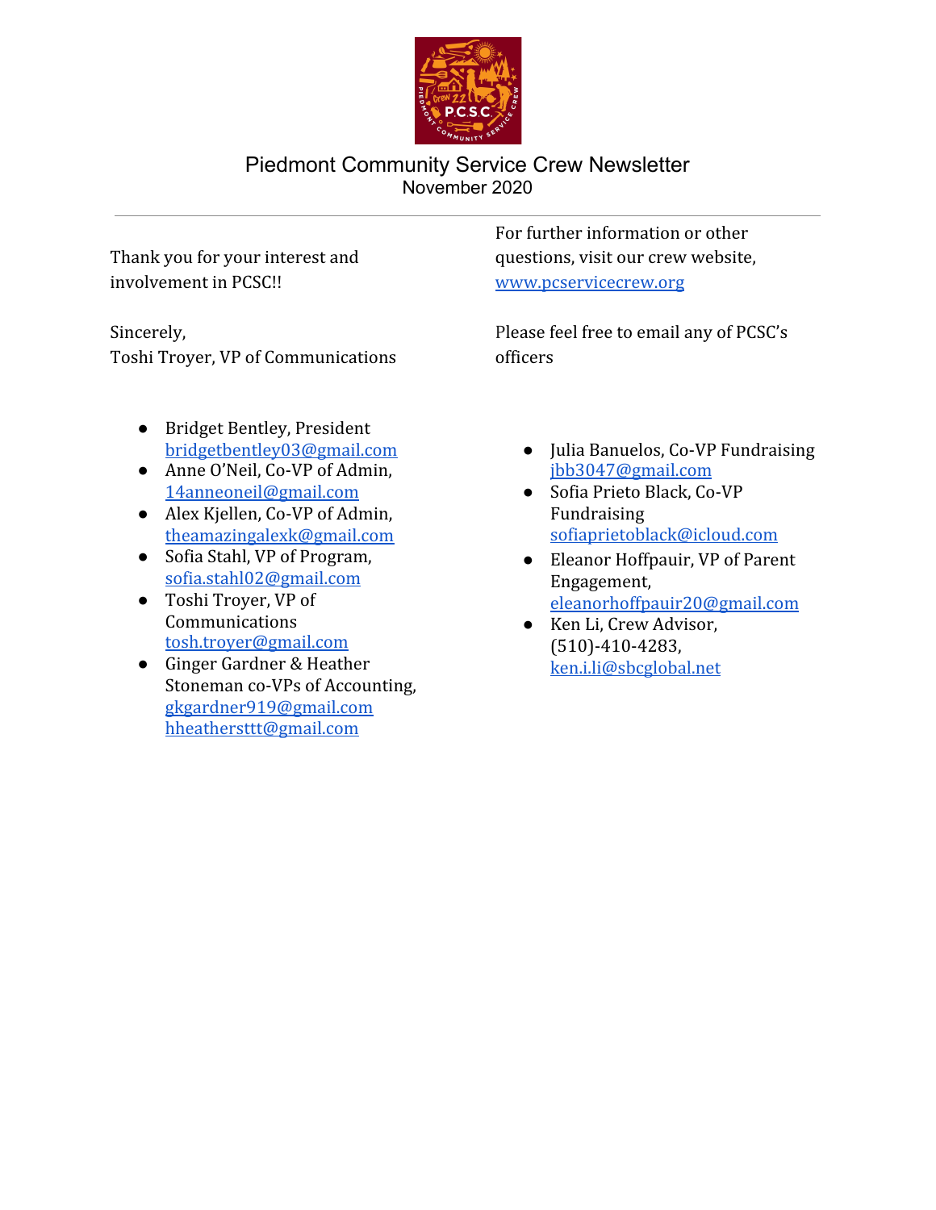# Piedmont Community Service Crew Newsletter

November 2020

---

Thank you for your interest and involvement in PCSC!!

Sincerely,
Toshi Troyer, VP of Communications

For further information or other questions, visit our crew website, www.pcservicecrew.org

Please feel free to email any of PCSC's officers

- Bridget Bentley, President bridgetbentley03@gmail.com
- Anne O'Neil, Co-VP of Admin, 14anneoneil@gmail.com
- Alex Kjellen, Co-VP of Admin, theamazingalexk@gmail.com
- Sofia Stahl, VP of Program, sofia.stahl02@gmail.com
- Toshi Troyer, VP of Communications tosh.troyer@gmail.com
- Ginger Gardner & Heather Stoneman co-VPs of Accounting, gkgardner919@gmail.com hheathersttt@gmail.com
- Julia Banuelos, Co-VP Fundraising jbb3047@gmail.com
- Sofia Prieto Black, Co-VP Fundraising sofiaprietoblack@icloud.com
- Eleanor Hoffpauir, VP of Parent Engagement, eleanorhoffpauir20@gmail.com
- Ken Li, Crew Advisor, (510)-410-4283, ken.i.li@sbcglobal.net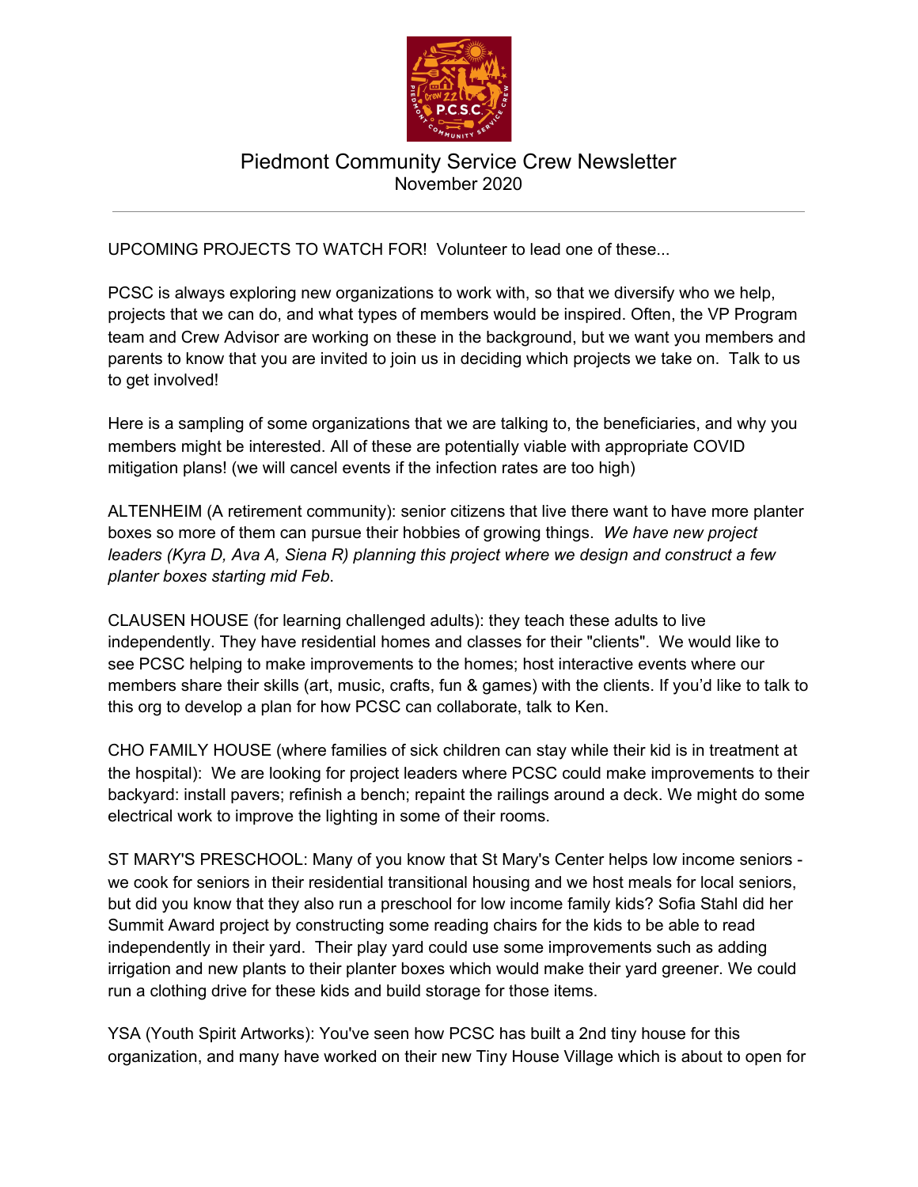# Piedmont Community Service Crew Newsletter

November 2020

---

UPCOMING PROJECTS TO WATCH FOR! Volunteer to lead one of these...

PCSC is always exploring new organizations to work with, so that we diversify who we help, projects that we can do, and what types of members would be inspired. Often, the VP Program team and Crew Advisor are working on these in the background, but we want you members and parents to know that you are invited to join us in deciding which projects we take on. Talk to us to get involved!

Here is a sampling of some organizations that we are talking to, the beneficiaries, and why you members might be interested. All of these are potentially viable with appropriate COVID mitigation plans! (we will cancel events if the infection rates are too high)

ALTENHEIM (A retirement community): senior citizens that live there want to have more planter boxes so more of them can pursue their hobbies of growing things. *We have new project leaders (Kyra D, Ava A, Siena R) planning this project where we design and construct a few planter boxes starting mid Feb*.

CLAUSEN HOUSE (for learning challenged adults): they teach these adults to live independently. They have residential homes and classes for their "clients". We would like to see PCSC helping to make improvements to the homes; host interactive events where our members share their skills (art, music, crafts, fun & games) with the clients. If you'd like to talk to this org to develop a plan for how PCSC can collaborate, talk to Ken.

CHO FAMILY HOUSE (where families of sick children can stay while their kid is in treatment at the hospital): We are looking for project leaders where PCSC could make improvements to their backyard: install pavers; refinish a bench; repaint the railings around a deck. We might do some electrical work to improve the lighting in some of their rooms.

ST MARY'S PRESCHOOL: Many of you know that St Mary's Center helps low income seniors - we cook for seniors in their residential transitional housing and we host meals for local seniors, but did you know that they also run a preschool for low income family kids? Sofia Stahl did her Summit Award project by constructing some reading chairs for the kids to be able to read independently in their yard. Their play yard could use some improvements such as adding irrigation and new plants to their planter boxes which would make their yard greener. We could run a clothing drive for these kids and build storage for those items.

YSA (Youth Spirit Artworks): You've seen how PCSC has built a 2nd tiny house for this organization, and many have worked on their new Tiny House Village which is about to open for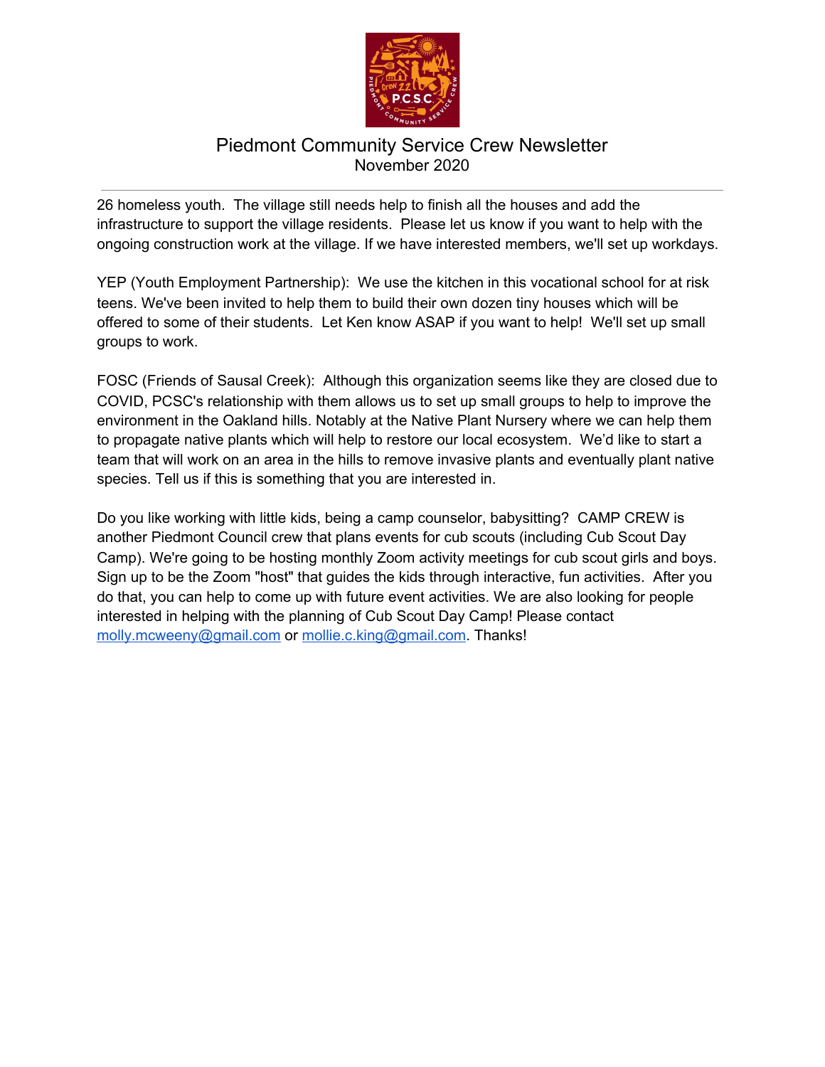26 homeless youth. The village still needs help to finish all the houses and add the infrastructure to support the village residents. Please let us know if you want to help with the ongoing construction work at the village. If we have interested members, we'll set up workdays.

YEP (Youth Employment Partnership): We use the kitchen in this vocational school for at risk teens. We've been invited to help them to build their own dozen tiny houses which will be offered to some of their students. Let Ken know ASAP if you want to help! We'll set up small groups to work.

FOSC (Friends of Sausal Creek): Although this organization seems like they are closed due to COVID, PCSC's relationship with them allows us to set up small groups to help to improve the environment in the Oakland hills. Notably at the Native Plant Nursery where we can help them to propagate native plants which will help to restore our local ecosystem. We'd like to start a team that will work on an area in the hills to remove invasive plants and eventually plant native species. Tell us if this is something that you are interested in.

Do you like working with little kids, being a camp counselor, babysitting? CAMP CREW is another Piedmont Council crew that plans events for cub scouts (including Cub Scout Day Camp). We're going to be hosting monthly Zoom activity meetings for cub scout girls and boys. Sign up to be the Zoom "host" that guides the kids through interactive, fun activities. After you do that, you can help to come up with future event activities. We are also looking for people interested in helping with the planning of Cub Scout Day Camp! Please contact molly.mcweeny@gmail.com or mollie.c.king@gmail.com. Thanks!